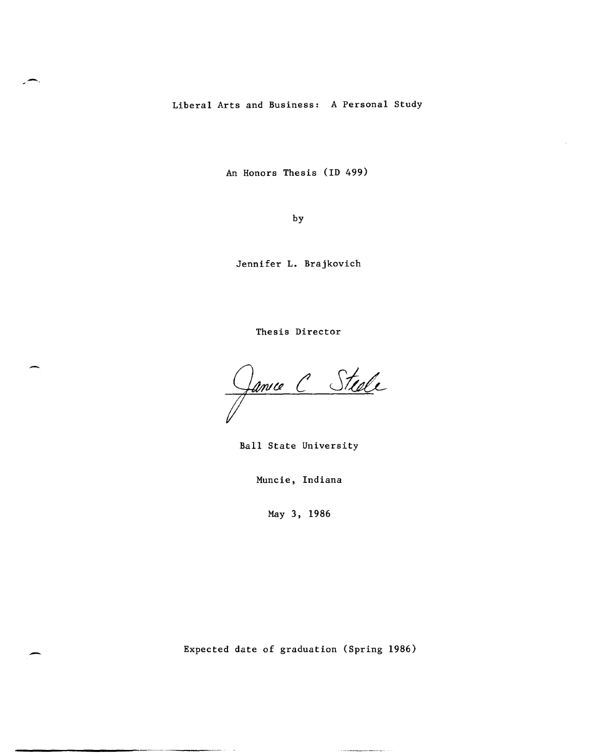# Liberal Arts and Business: A Personal Study

An Honors Thesis (ID 499)

by

Jennifer L. Brajkovich

Thesis Director

Janice C Steele

Ball State University

Muncie, Indiana

May 3, 1986

Expected date of graduation (Spring 1986)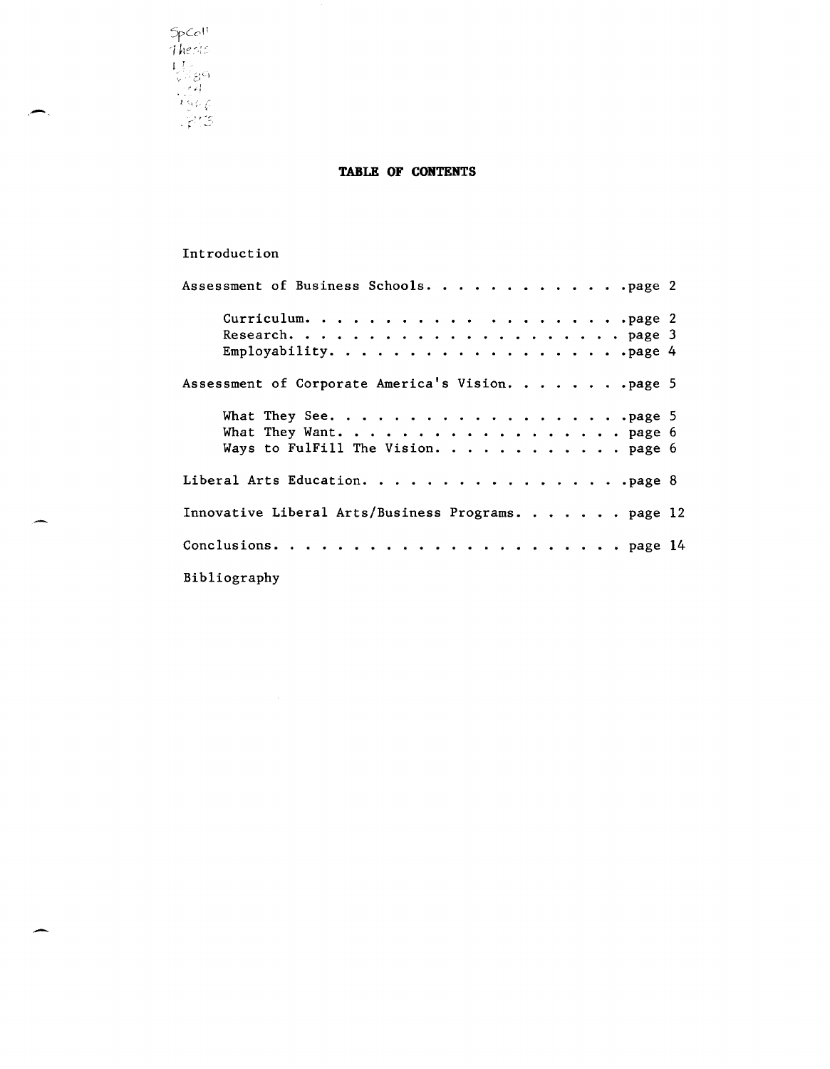# TABLE OF CONTENTS

Introduction

Assessment of Business Schools. . . . . . . . . . . . . .page 2

- Curriculum. . . . . . . . . . . . . . . . . . . .page 2
- Research. . . . . . . . . . . . . . . . . . . . . page 3
- Employability. . . . . . . . . . . . . . . . . .page 4

Assessment of Corporate America's Vision. . . . . . . .page 5

- What They See. . . . . . . . . . . . . . . . . .page 5
- What They Want. . . . . . . . . . . . . . . . . page 6
- Ways to FulFill The Vision. . . . . . . . . . . . page 6

Liberal Arts Education. . . . . . . . . . . . . . . . .page 8

Innovative Liberal Arts/Business Programs. . . . . . . page 12

Conclusions. . . . . . . . . . . . . . . . . . . . . . page 14

Bibliography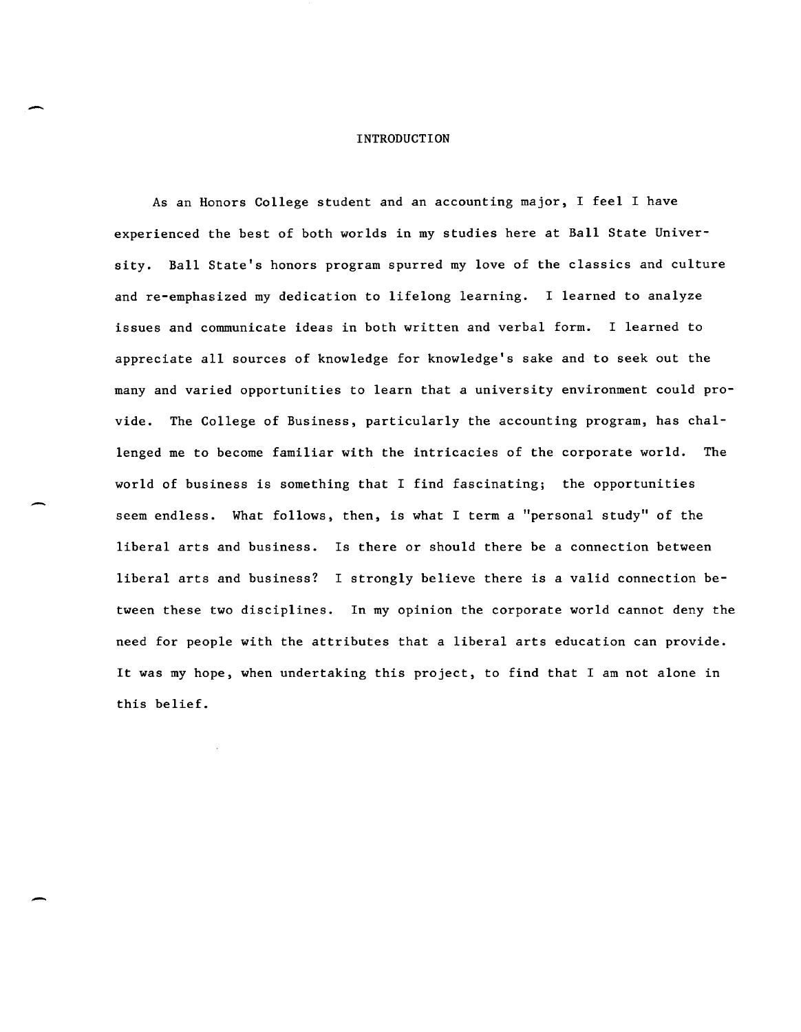# INTRODUCTION

As an Honors College student and an accounting major, I feel I have experienced the best of both worlds in my studies here at Ball State University. Ball State's honors program spurred my love of the classics and culture and re-emphasized my dedication to lifelong learning. I learned to analyze issues and communicate ideas in both written and verbal form. I learned to appreciate all sources of knowledge for knowledge's sake and to seek out the many and varied opportunities to learn that a university environment could provide. The College of Business, particularly the accounting program, has challenged me to become familiar with the intricacies of the corporate world. The world of business is something that I find fascinating; the opportunities seem endless. What follows, then, is what I term a "personal study" of the liberal arts and business. Is there or should there be a connection between liberal arts and business? I strongly believe there is a valid connection between these two disciplines. In my opinion the corporate world cannot deny the need for people with the attributes that a liberal arts education can provide. It was my hope, when undertaking this project, to find that I am not alone in this belief.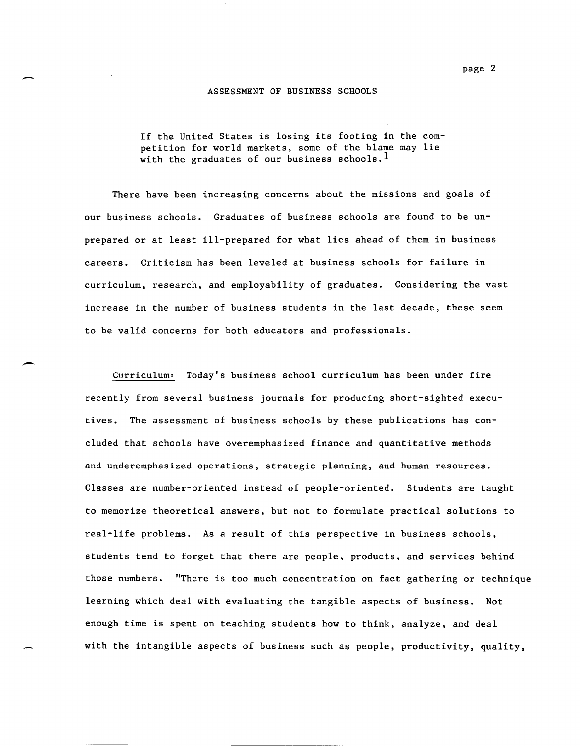# ASSESSMENT OF BUSINESS SCHOOLS

> If the United States is losing its footing in the competition for world markets, some of the blame may lie with the graduates of our business schools.[1]

There have been increasing concerns about the missions and goals of our business schools. Graduates of business schools are found to be unprepared or at least ill-prepared for what lies ahead of them in business careers. Criticism has been leveled at business schools for failure in curriculum, research, and employability of graduates. Considering the vast increase in the number of business students in the last decade, these seem to be valid concerns for both educators and professionals.

Curriculum: Today's business school curriculum has been under fire recently from several business journals for producing short-sighted executives. The assessment of business schools by these publications has concluded that schools have overemphasized finance and quantitative methods and underemphasized operations, strategic planning, and human resources. Classes are number-oriented instead of people-oriented. Students are taught to memorize theoretical answers, but not to formulate practical solutions to real-life problems. As a result of this perspective in business schools, students tend to forget that there are people, products, and services behind those numbers. "There is too much concentration on fact gathering or technique learning which deal with evaluating the tangible aspects of business. Not enough time is spent on teaching students how to think, analyze, and deal with the intangible aspects of business such as people, productivity, quality,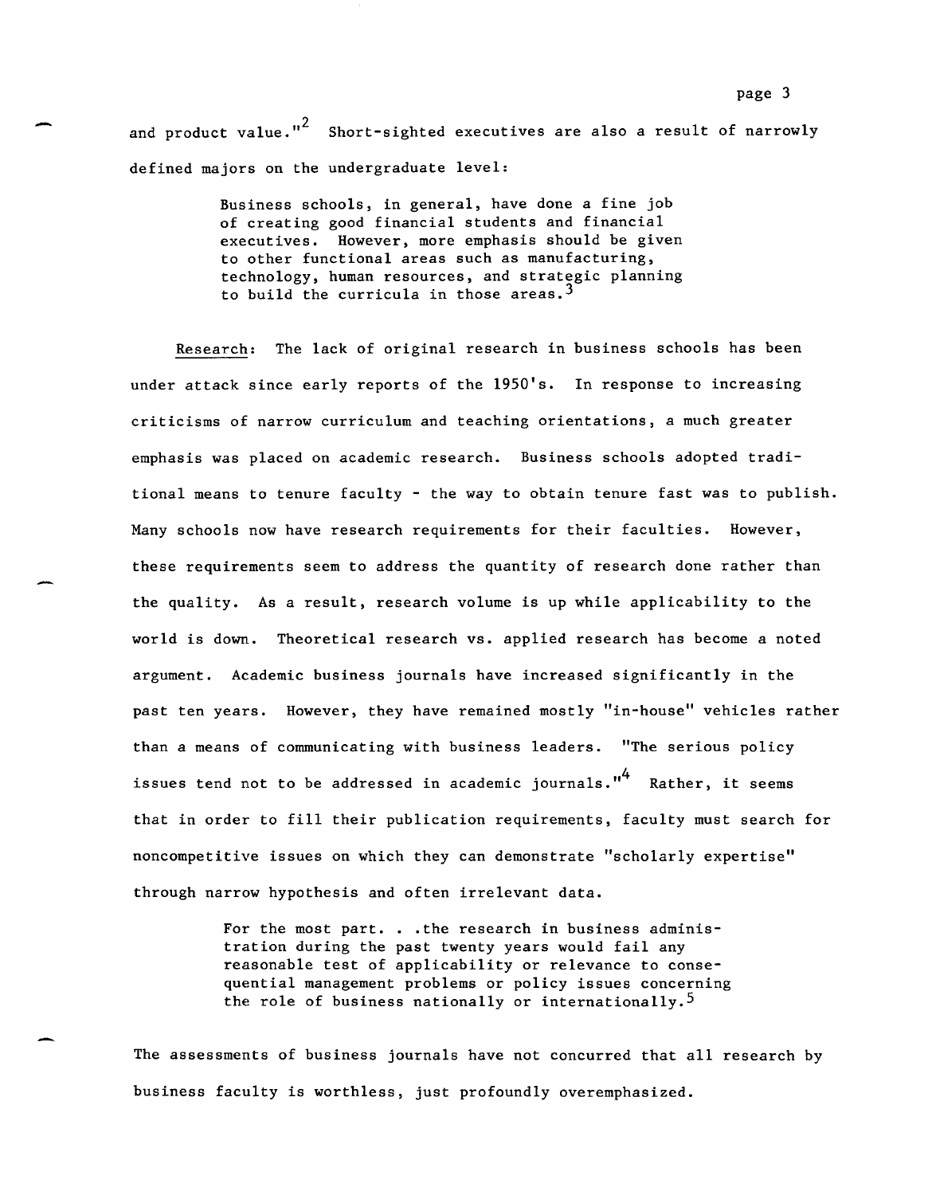and product value."[2] Short-sighted executives are also a result of narrowly defined majors on the undergraduate level:

> Business schools, in general, have done a fine job of creating good financial students and financial executives. However, more emphasis should be given to other functional areas such as manufacturing, technology, human resources, and strategic planning to build the curricula in those areas.[3]

Research: The lack of original research in business schools has been under attack since early reports of the 1950's. In response to increasing criticisms of narrow curriculum and teaching orientations, a much greater emphasis was placed on academic research. Business schools adopted traditional means to tenure faculty - the way to obtain tenure fast was to publish. Many schools now have research requirements for their faculties. However, these requirements seem to address the quantity of research done rather than the quality. As a result, research volume is up while applicability to the world is down. Theoretical research vs. applied research has become a noted argument. Academic business journals have increased significantly in the past ten years. However, they have remained mostly "in-house" vehicles rather than a means of communicating with business leaders. "The serious policy issues tend not to be addressed in academic journals."[4] Rather, it seems that in order to fill their publication requirements, faculty must search for noncompetitive issues on which they can demonstrate "scholarly expertise" through narrow hypothesis and often irrelevant data.

> For the most part. . .the research in business administration during the past twenty years would fail any reasonable test of applicability or relevance to consequential management problems or policy issues concerning the role of business nationally or internationally.[5]

The assessments of business journals have not concurred that all research by business faculty is worthless, just profoundly overemphasized.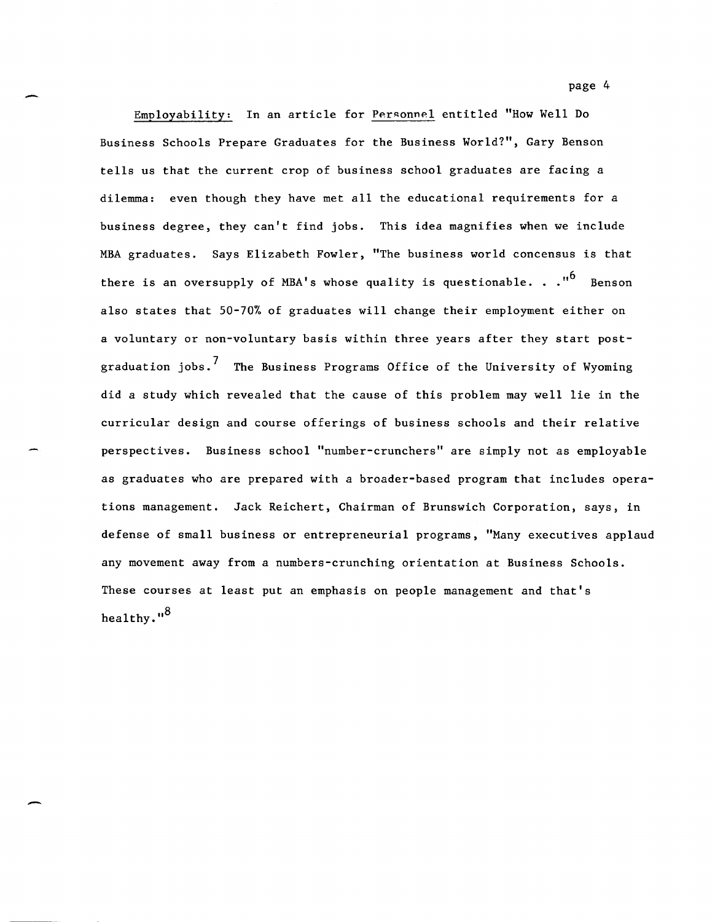Employability: In an article for Personnel entitled "How Well Do Business Schools Prepare Graduates for the Business World?", Gary Benson tells us that the current crop of business school graduates are facing a dilemma: even though they have met all the educational requirements for a business degree, they can't find jobs. This idea magnifies when we include MBA graduates. Says Elizabeth Fowler, "The business world concensus is that there is an oversupply of MBA's whose quality is questionable. . ."[6] Benson also states that 50-70% of graduates will change their employment either on a voluntary or non-voluntary basis within three years after they start post-graduation jobs.[7] The Business Programs Office of the University of Wyoming did a study which revealed that the cause of this problem may well lie in the curricular design and course offerings of business schools and their relative perspectives. Business school "number-crunchers" are simply not as employable as graduates who are prepared with a broader-based program that includes operations management. Jack Reichert, Chairman of Brunswich Corporation, says, in defense of small business or entrepreneurial programs, "Many executives applaud any movement away from a numbers-crunching orientation at Business Schools. These courses at least put an emphasis on people management and that's healthy."[8]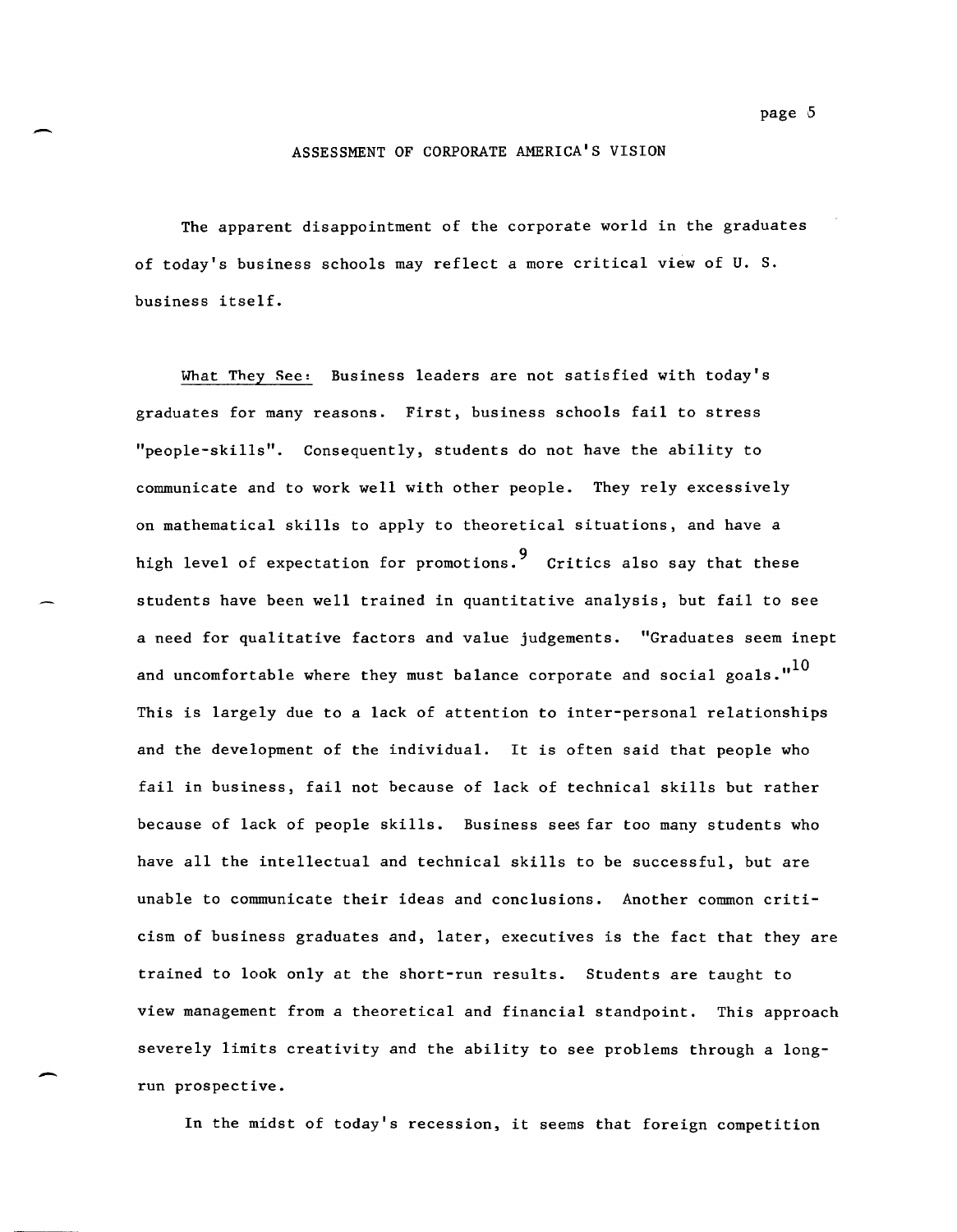## ASSESSMENT OF CORPORATE AMERICA'S VISION

The apparent disappointment of the corporate world in the graduates of today's business schools may reflect a more critical view of U. S. business itself.

What They See: Business leaders are not satisfied with today's graduates for many reasons. First, business schools fail to stress "people-skills". Consequently, students do not have the ability to communicate and to work well with other people. They rely excessively on mathematical skills to apply to theoretical situations, and have a high level of expectation for promotions.[9] Critics also say that these students have been well trained in quantitative analysis, but fail to see a need for qualitative factors and value judgements. "Graduates seem inept and uncomfortable where they must balance corporate and social goals."[10] This is largely due to a lack of attention to inter-personal relationships and the development of the individual. It is often said that people who fail in business, fail not because of lack of technical skills but rather because of lack of people skills. Business sees far too many students who have all the intellectual and technical skills to be successful, but are unable to communicate their ideas and conclusions. Another common criticism of business graduates and, later, executives is the fact that they are trained to look only at the short-run results. Students are taught to view management from a theoretical and financial standpoint. This approach severely limits creativity and the ability to see problems through a long-run prospective.

In the midst of today's recession, it seems that foreign competition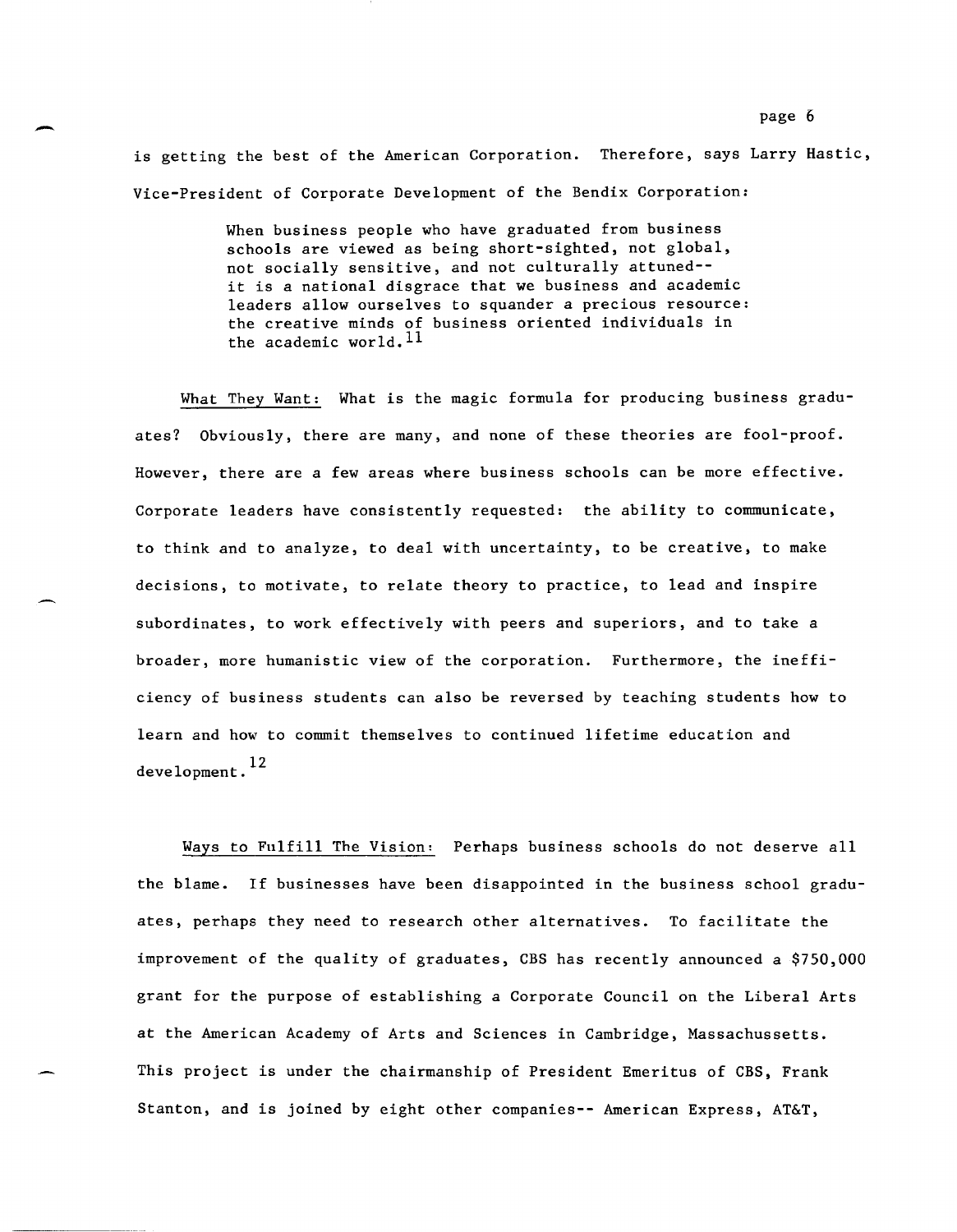is getting the best of the American Corporation. Therefore, says Larry Hastic, Vice-President of Corporate Development of the Bendix Corporation:

> When business people who have graduated from business schools are viewed as being short-sighted, not global, not socially sensitive, and not culturally attuned--it is a national disgrace that we business and academic leaders allow ourselves to squander a precious resource: the creative minds of business oriented individuals in the academic world.[11]

<u>What They Want:</u> What is the magic formula for producing business graduates? Obviously, there are many, and none of these theories are fool-proof. However, there are a few areas where business schools can be more effective. Corporate leaders have consistently requested: the ability to communicate, to think and to analyze, to deal with uncertainty, to be creative, to make decisions, to motivate, to relate theory to practice, to lead and inspire subordinates, to work effectively with peers and superiors, and to take a broader, more humanistic view of the corporation. Furthermore, the inefficiency of business students can also be reversed by teaching students how to learn and how to commit themselves to continued lifetime education and development.[12]

<u>Ways to Fulfill The Vision:</u> Perhaps business schools do not deserve all the blame. If businesses have been disappointed in the business school graduates, perhaps they need to research other alternatives. To facilitate the improvement of the quality of graduates, CBS has recently announced a $750,000 grant for the purpose of establishing a Corporate Council on the Liberal Arts at the American Academy of Arts and Sciences in Cambridge, Massachussetts. This project is under the chairmanship of President Emeritus of CBS, Frank Stanton, and is joined by eight other companies-- American Express, AT&T,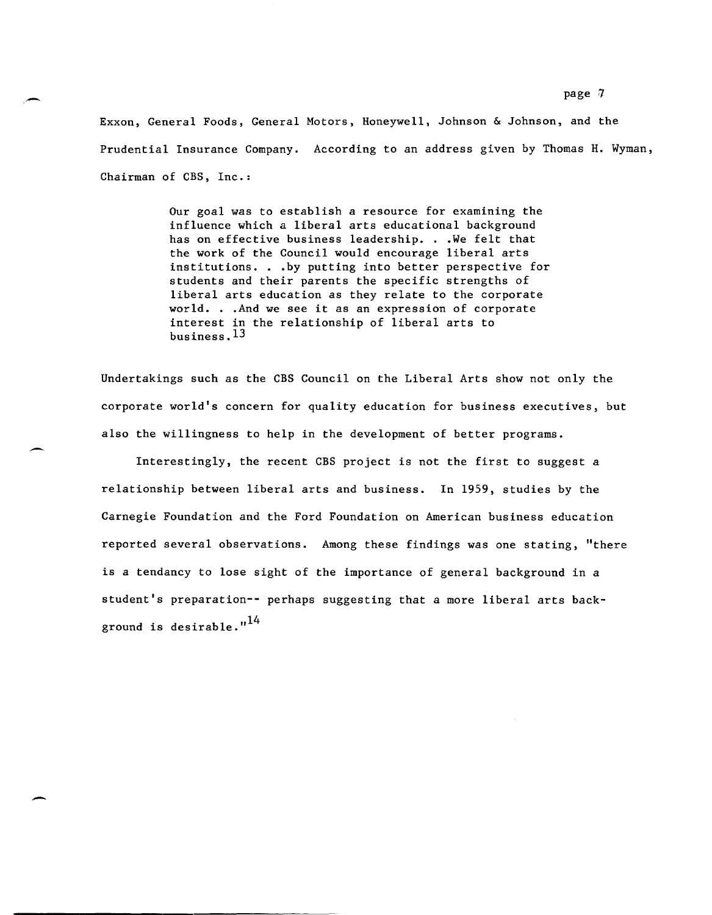Exxon, General Foods, General Motors, Honeywell, Johnson & Johnson, and the Prudential Insurance Company. According to an address given by Thomas H. Wyman, Chairman of CBS, Inc.:

> Our goal was to establish a resource for examining the influence which a liberal arts educational background has on effective business leadership. . .We felt that the work of the Council would encourage liberal arts institutions. . .by putting into better perspective for students and their parents the specific strengths of liberal arts education as they relate to the corporate world. . .And we see it as an expression of corporate interest in the relationship of liberal arts to business.[13]

Undertakings such as the CBS Council on the Liberal Arts show not only the corporate world's concern for quality education for business executives, but also the willingness to help in the development of better programs.

Interestingly, the recent CBS project is not the first to suggest a relationship between liberal arts and business. In 1959, studies by the Carnegie Foundation and the Ford Foundation on American business education reported several observations. Among these findings was one stating, "there is a tendancy to lose sight of the importance of general background in a student's preparation-- perhaps suggesting that a more liberal arts background is desirable."[14]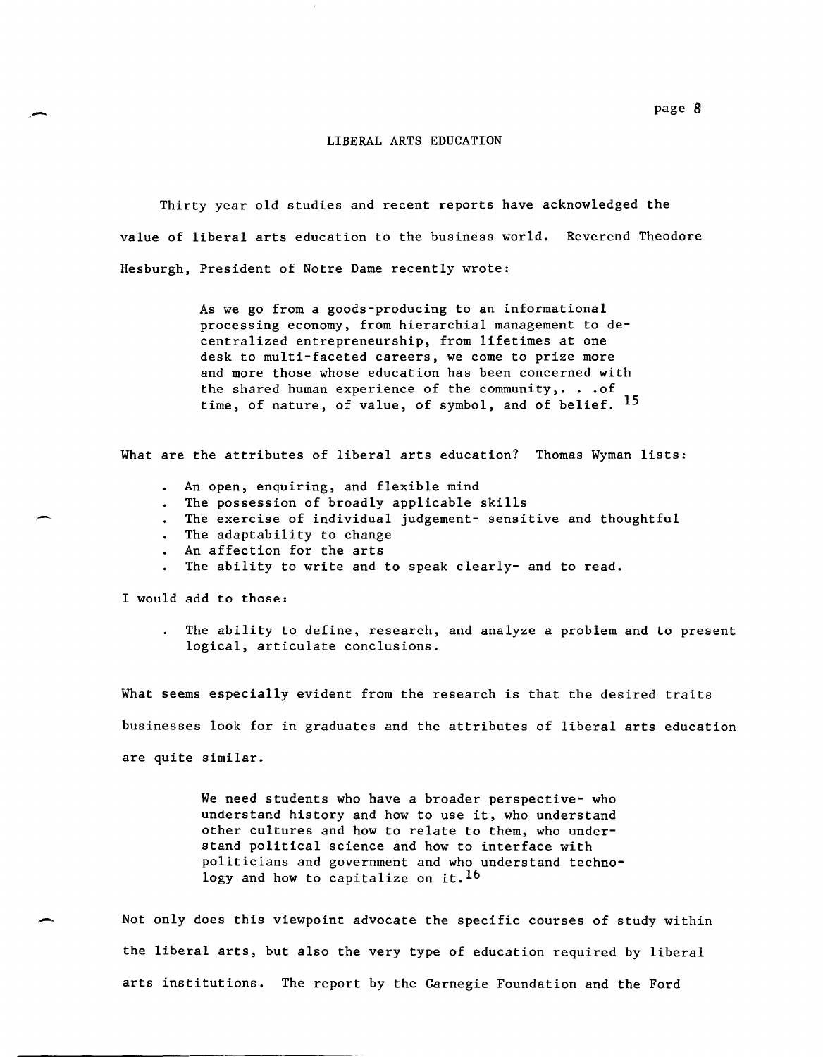## LIBERAL ARTS EDUCATION

Thirty year old studies and recent reports have acknowledged the value of liberal arts education to the business world. Reverend Theodore Hesburgh, President of Notre Dame recently wrote:

> As we go from a goods-producing to an informational processing economy, from hierarchial management to decentralized entrepreneurship, from lifetimes at one desk to multi-faceted careers, we come to prize more and more those whose education has been concerned with the shared human experience of the community,. . .of time, of nature, of value, of symbol, and of belief. [15]

What are the attributes of liberal arts education? Thomas Wyman lists:

- An open, enquiring, and flexible mind
- The possession of broadly applicable skills
- The exercise of individual judgement- sensitive and thoughtful
- The adaptability to change
- An affection for the arts
- The ability to write and to speak clearly- and to read.

I would add to those:

- The ability to define, research, and analyze a problem and to present logical, articulate conclusions.

What seems especially evident from the research is that the desired traits businesses look for in graduates and the attributes of liberal arts education are quite similar.

> We need students who have a broader perspective- who understand history and how to use it, who understand other cultures and how to relate to them, who understand political science and how to interface with politicians and government and who understand technology and how to capitalize on it. [16]

Not only does this viewpoint advocate the specific courses of study within the liberal arts, but also the very type of education required by liberal arts institutions. The report by the Carnegie Foundation and the Ford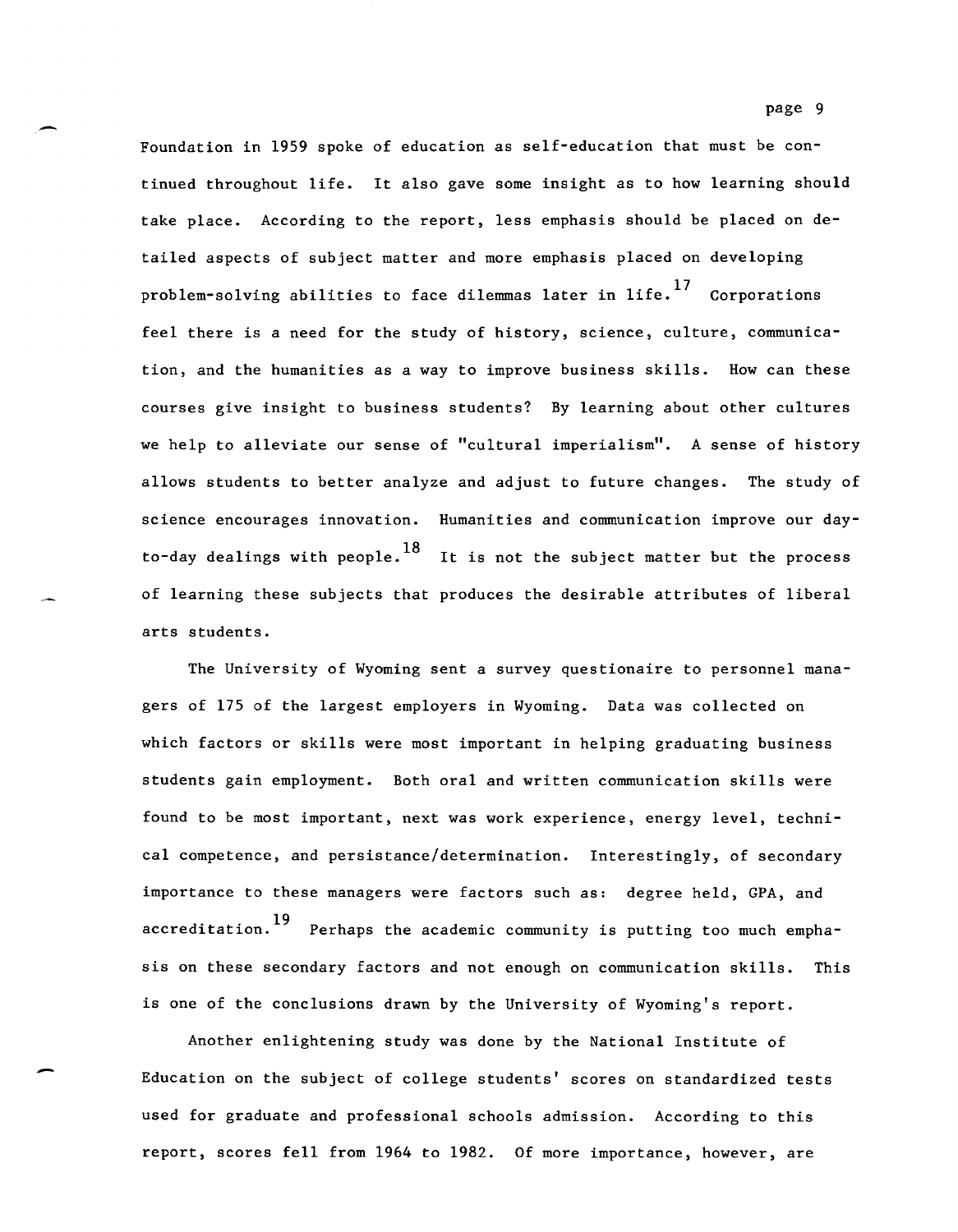Foundation in 1959 spoke of education as self-education that must be continued throughout life. It also gave some insight as to how learning should take place. According to the report, less emphasis should be placed on detailed aspects of subject matter and more emphasis placed on developing problem-solving abilities to face dilemmas later in life.[17] Corporations feel there is a need for the study of history, science, culture, communication, and the humanities as a way to improve business skills. How can these courses give insight to business students? By learning about other cultures we help to alleviate our sense of "cultural imperialism". A sense of history allows students to better analyze and adjust to future changes. The study of science encourages innovation. Humanities and communication improve our day-to-day dealings with people.[18] It is not the subject matter but the process of learning these subjects that produces the desirable attributes of liberal arts students.

The University of Wyoming sent a survey questionaire to personnel managers of 175 of the largest employers in Wyoming. Data was collected on which factors or skills were most important in helping graduating business students gain employment. Both oral and written communication skills were found to be most important, next was work experience, energy level, technical competence, and persistance/determination. Interestingly, of secondary importance to these managers were factors such as: degree held, GPA, and accreditation.[19] Perhaps the academic community is putting too much emphasis on these secondary factors and not enough on communication skills. This is one of the conclusions drawn by the University of Wyoming's report.

Another enlightening study was done by the National Institute of Education on the subject of college students' scores on standardized tests used for graduate and professional schools admission. According to this report, scores fell from 1964 to 1982. Of more importance, however, are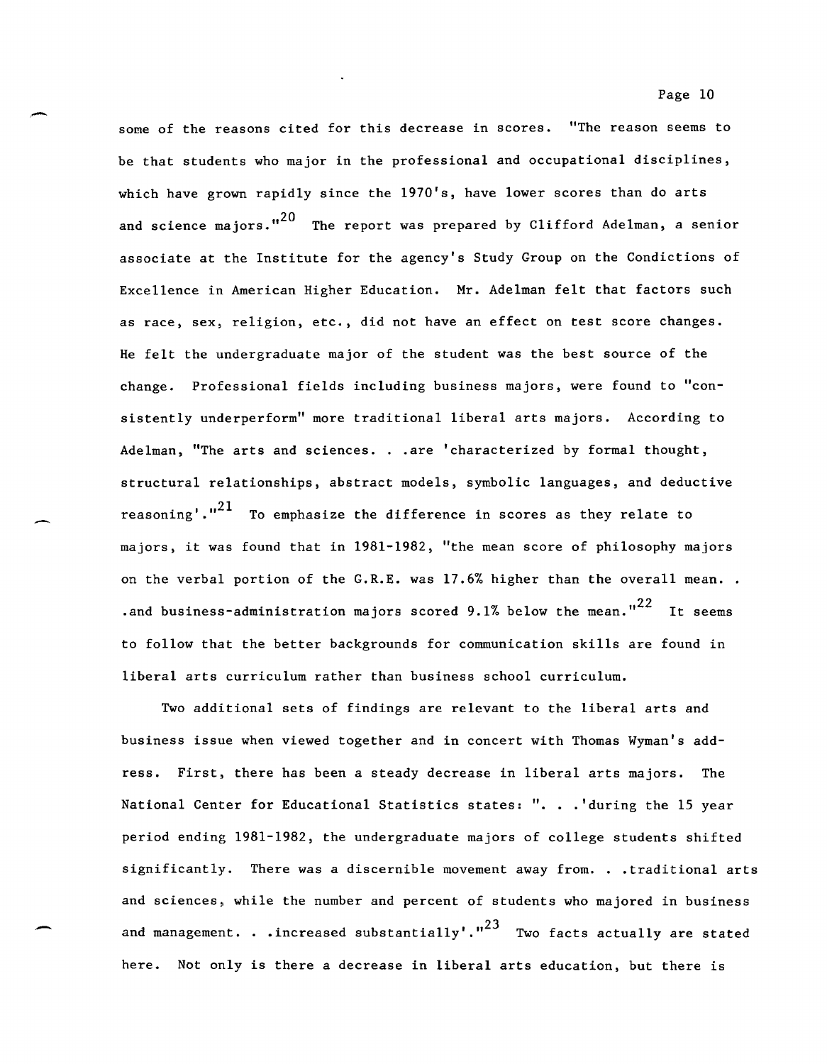some of the reasons cited for this decrease in scores. "The reason seems to be that students who major in the professional and occupational disciplines, which have grown rapidly since the 1970's, have lower scores than do arts and science majors."[20] The report was prepared by Clifford Adelman, a senior associate at the Institute for the agency's Study Group on the Condictions of Excellence in American Higher Education. Mr. Adelman felt that factors such as race, sex, religion, etc., did not have an effect on test score changes. He felt the undergraduate major of the student was the best source of the change. Professional fields including business majors, were found to "consistently underperform" more traditional liberal arts majors. According to Adelman, "The arts and sciences. . .are 'characterized by formal thought, structural relationships, abstract models, symbolic languages, and deductive reasoning'."[21] To emphasize the difference in scores as they relate to majors, it was found that in 1981-1982, "the mean score of philosophy majors on the verbal portion of the G.R.E. was 17.6% higher than the overall mean. . .and business-administration majors scored 9.1% below the mean."[22] It seems to follow that the better backgrounds for communication skills are found in liberal arts curriculum rather than business school curriculum.

Two additional sets of findings are relevant to the liberal arts and business issue when viewed together and in concert with Thomas Wyman's address. First, there has been a steady decrease in liberal arts majors. The National Center for Educational Statistics states: ". . .'during the 15 year period ending 1981-1982, the undergraduate majors of college students shifted significantly. There was a discernible movement away from. . .traditional arts and sciences, while the number and percent of students who majored in business and management. . .increased substantially'."[23] Two facts actually are stated here. Not only is there a decrease in liberal arts education, but there is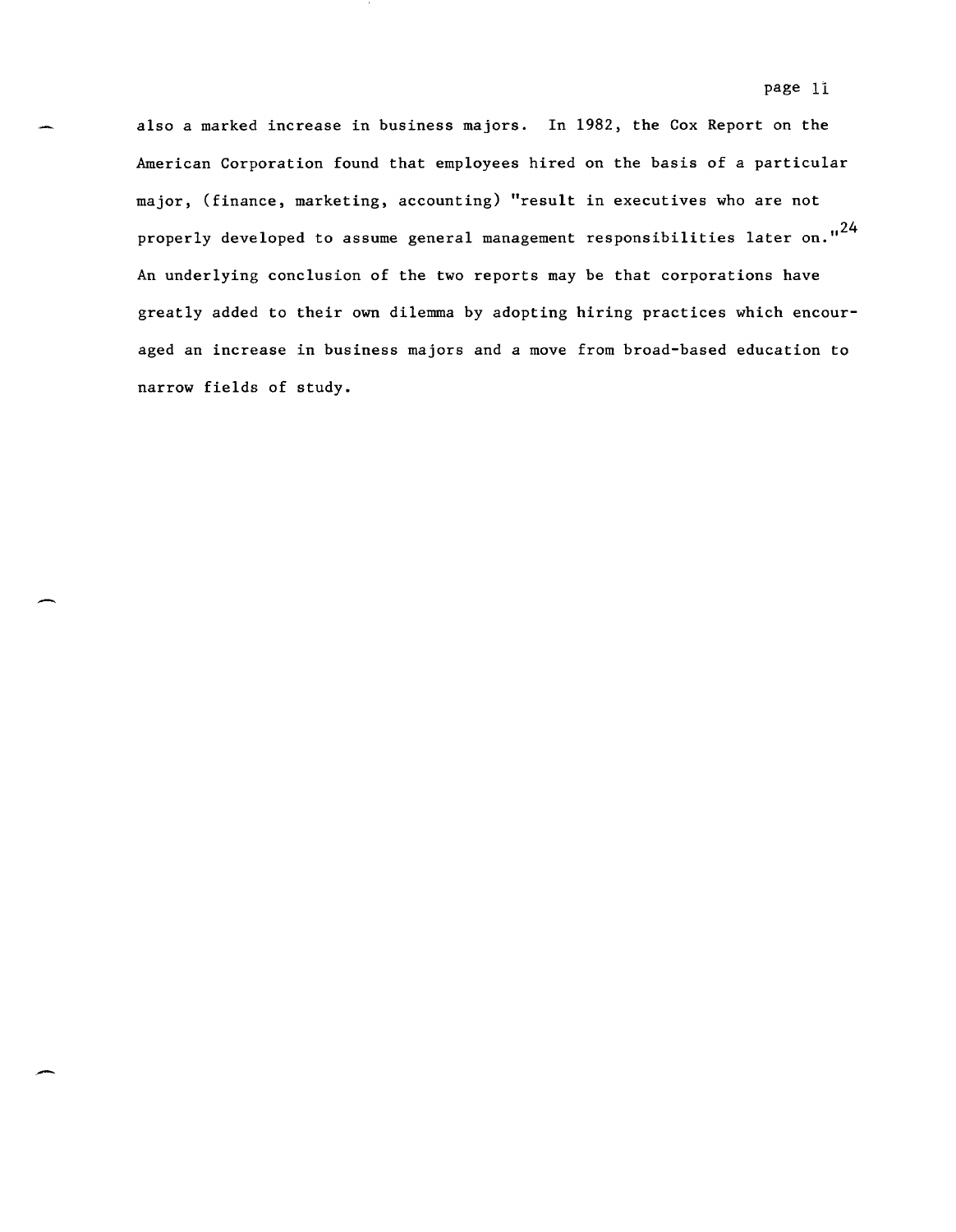also a marked increase in business majors. In 1982, the Cox Report on the American Corporation found that employees hired on the basis of a particular major, (finance, marketing, accounting) "result in executives who are not properly developed to assume general management responsibilities later on."[24] An underlying conclusion of the two reports may be that corporations have greatly added to their own dilemma by adopting hiring practices which encouraged an increase in business majors and a move from broad-based education to narrow fields of study.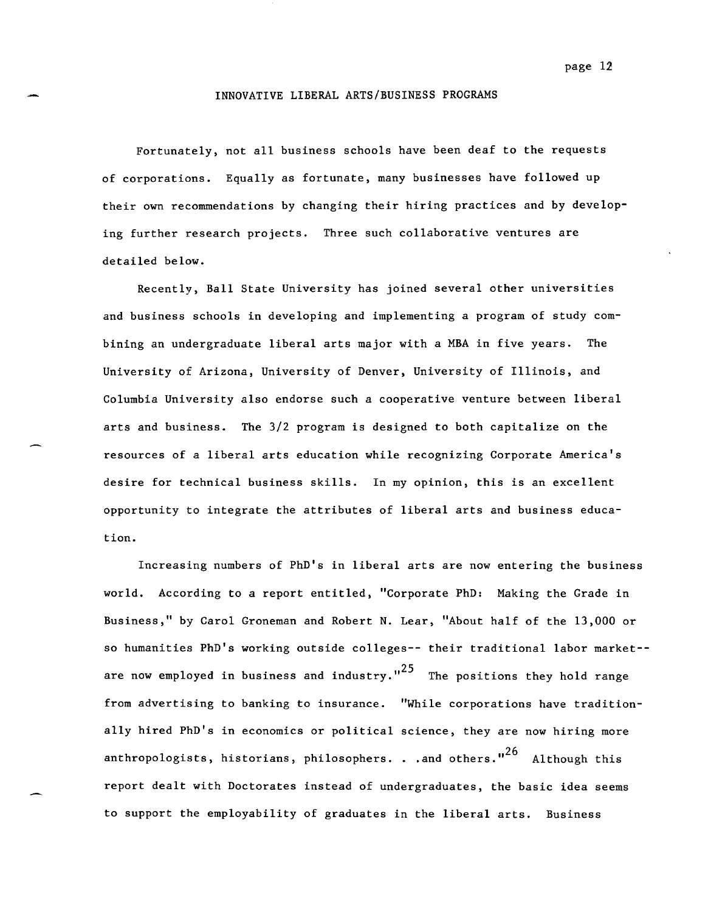## INNOVATIVE LIBERAL ARTS/BUSINESS PROGRAMS

Fortunately, not all business schools have been deaf to the requests of corporations. Equally as fortunate, many businesses have followed up their own recommendations by changing their hiring practices and by developing further research projects. Three such collaborative ventures are detailed below.

Recently, Ball State University has joined several other universities and business schools in developing and implementing a program of study combining an undergraduate liberal arts major with a MBA in five years. The University of Arizona, University of Denver, University of Illinois, and Columbia University also endorse such a cooperative venture between liberal arts and business. The 3/2 program is designed to both capitalize on the resources of a liberal arts education while recognizing Corporate America's desire for technical business skills. In my opinion, this is an excellent opportunity to integrate the attributes of liberal arts and business education.

Increasing numbers of PhD's in liberal arts are now entering the business world. According to a report entitled, "Corporate PhD: Making the Grade in Business," by Carol Groneman and Robert N. Lear, "About half of the 13,000 or so humanities PhD's working outside colleges-- their traditional labor market-- are now employed in business and industry."[25] The positions they hold range from advertising to banking to insurance. "While corporations have traditionally hired PhD's in economics or political science, they are now hiring more anthropologists, historians, philosophers. . .and others."[26] Although this report dealt with Doctorates instead of undergraduates, the basic idea seems to support the employability of graduates in the liberal arts. Business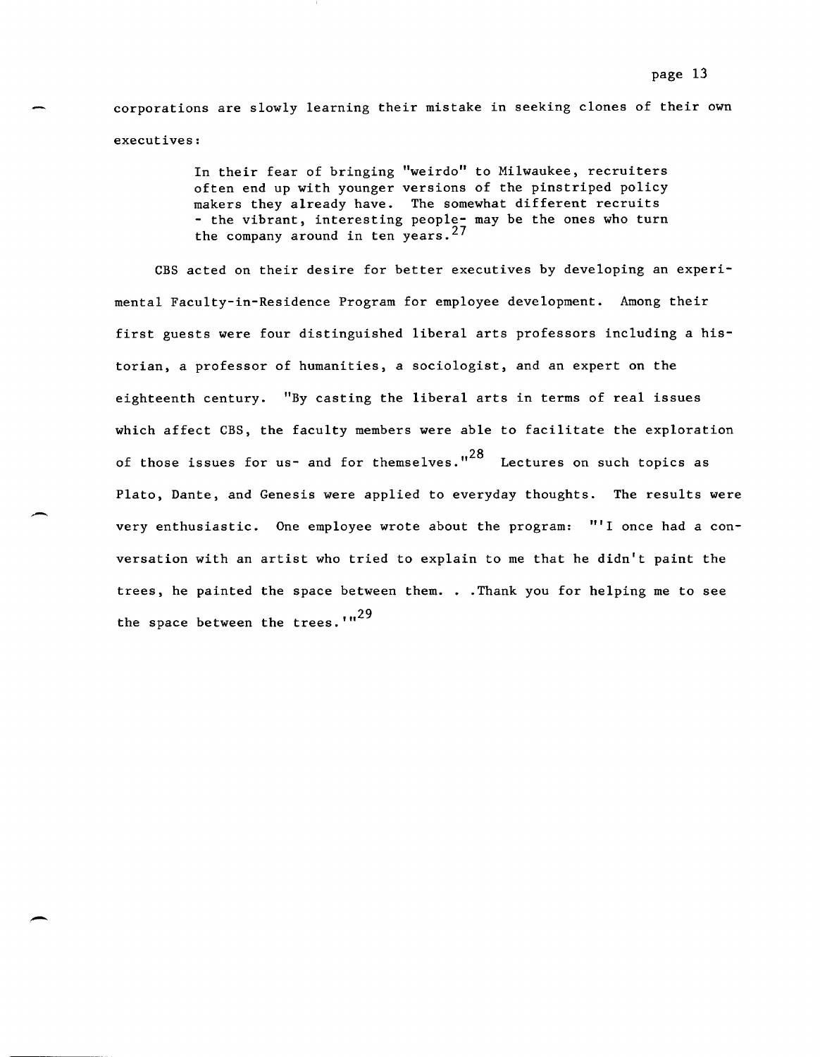corporations are slowly learning their mistake in seeking clones of their own executives:

> In their fear of bringing "weirdo" to Milwaukee, recruiters often end up with younger versions of the pinstriped policy makers they already have. The somewhat different recruits - the vibrant, interesting people- may be the ones who turn the company around in ten years.[27]

CBS acted on their desire for better executives by developing an experimental Faculty-in-Residence Program for employee development. Among their first guests were four distinguished liberal arts professors including a historian, a professor of humanities, a sociologist, and an expert on the eighteenth century. "By casting the liberal arts in terms of real issues which affect CBS, the faculty members were able to facilitate the exploration of those issues for us- and for themselves."[28] Lectures on such topics as Plato, Dante, and Genesis were applied to everyday thoughts. The results were very enthusiastic. One employee wrote about the program: "'I once had a conversation with an artist who tried to explain to me that he didn't paint the trees, he painted the space between them. . .Thank you for helping me to see the space between the trees.'"[29]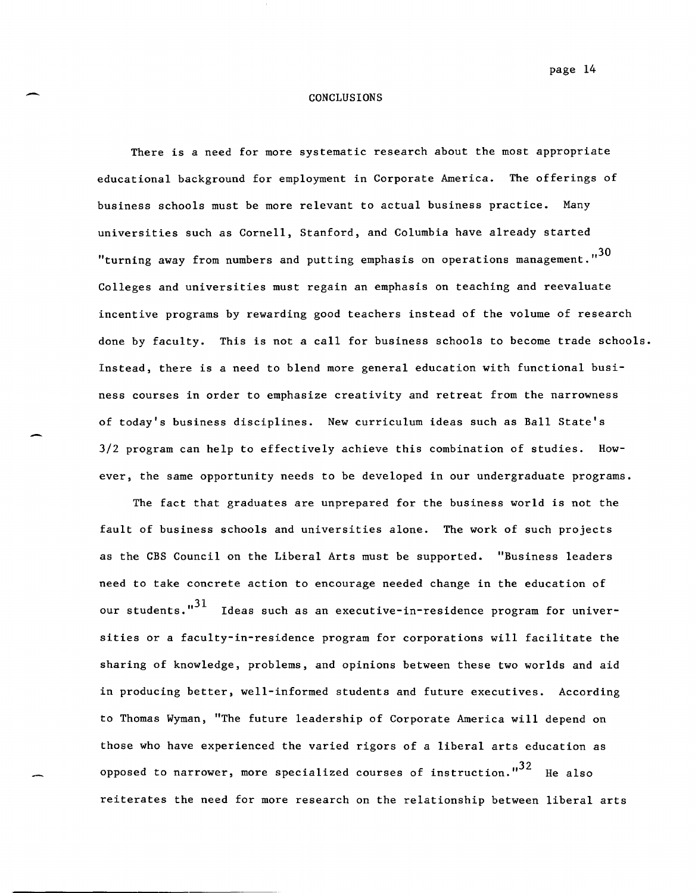## CONCLUSIONS

There is a need for more systematic research about the most appropriate educational background for employment in Corporate America. The offerings of business schools must be more relevant to actual business practice. Many universities such as Cornell, Stanford, and Columbia have already started "turning away from numbers and putting emphasis on operations management."[30] Colleges and universities must regain an emphasis on teaching and reevaluate incentive programs by rewarding good teachers instead of the volume of research done by faculty. This is not a call for business schools to become trade schools. Instead, there is a need to blend more general education with functional business courses in order to emphasize creativity and retreat from the narrowness of today's business disciplines. New curriculum ideas such as Ball State's 3/2 program can help to effectively achieve this combination of studies. However, the same opportunity needs to be developed in our undergraduate programs.

The fact that graduates are unprepared for the business world is not the fault of business schools and universities alone. The work of such projects as the CBS Council on the Liberal Arts must be supported. "Business leaders need to take concrete action to encourage needed change in the education of our students."[31] Ideas such as an executive-in-residence program for universities or a faculty-in-residence program for corporations will facilitate the sharing of knowledge, problems, and opinions between these two worlds and aid in producing better, well-informed students and future executives. According to Thomas Wyman, "The future leadership of Corporate America will depend on those who have experienced the varied rigors of a liberal arts education as opposed to narrower, more specialized courses of instruction."[32] He also reiterates the need for more research on the relationship between liberal arts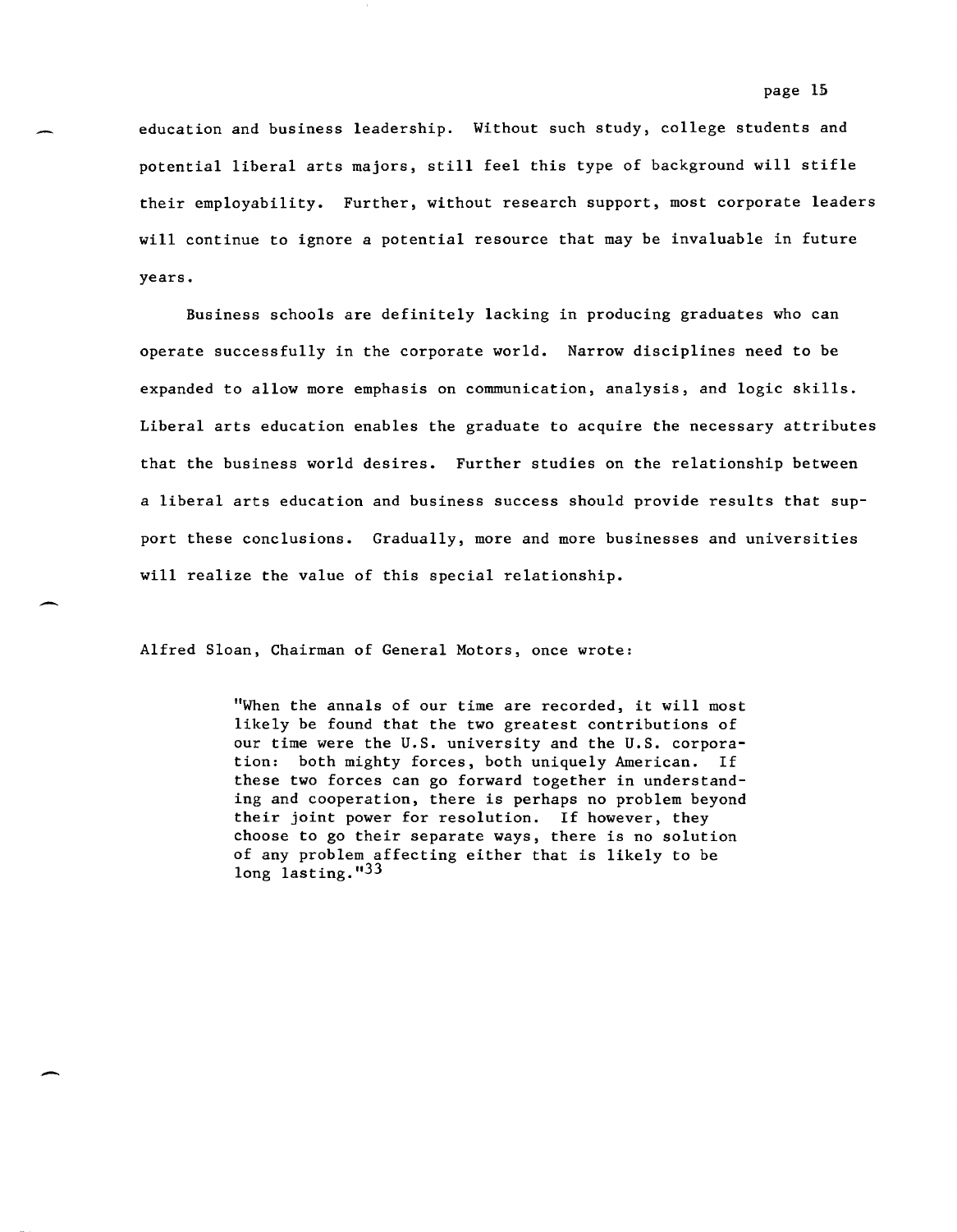education and business leadership. Without such study, college students and potential liberal arts majors, still feel this type of background will stifle their employability. Further, without research support, most corporate leaders will continue to ignore a potential resource that may be invaluable in future years.

Business schools are definitely lacking in producing graduates who can operate successfully in the corporate world. Narrow disciplines need to be expanded to allow more emphasis on communication, analysis, and logic skills. Liberal arts education enables the graduate to acquire the necessary attributes that the business world desires. Further studies on the relationship between a liberal arts education and business success should provide results that support these conclusions. Gradually, more and more businesses and universities will realize the value of this special relationship.

Alfred Sloan, Chairman of General Motors, once wrote:

> "When the annals of our time are recorded, it will most likely be found that the two greatest contributions of our time were the U.S. university and the U.S. corporation: both mighty forces, both uniquely American. If these two forces can go forward together in understanding and cooperation, there is perhaps no problem beyond their joint power for resolution. If however, they choose to go their separate ways, there is no solution of any problem affecting either that is likely to be long lasting."[33]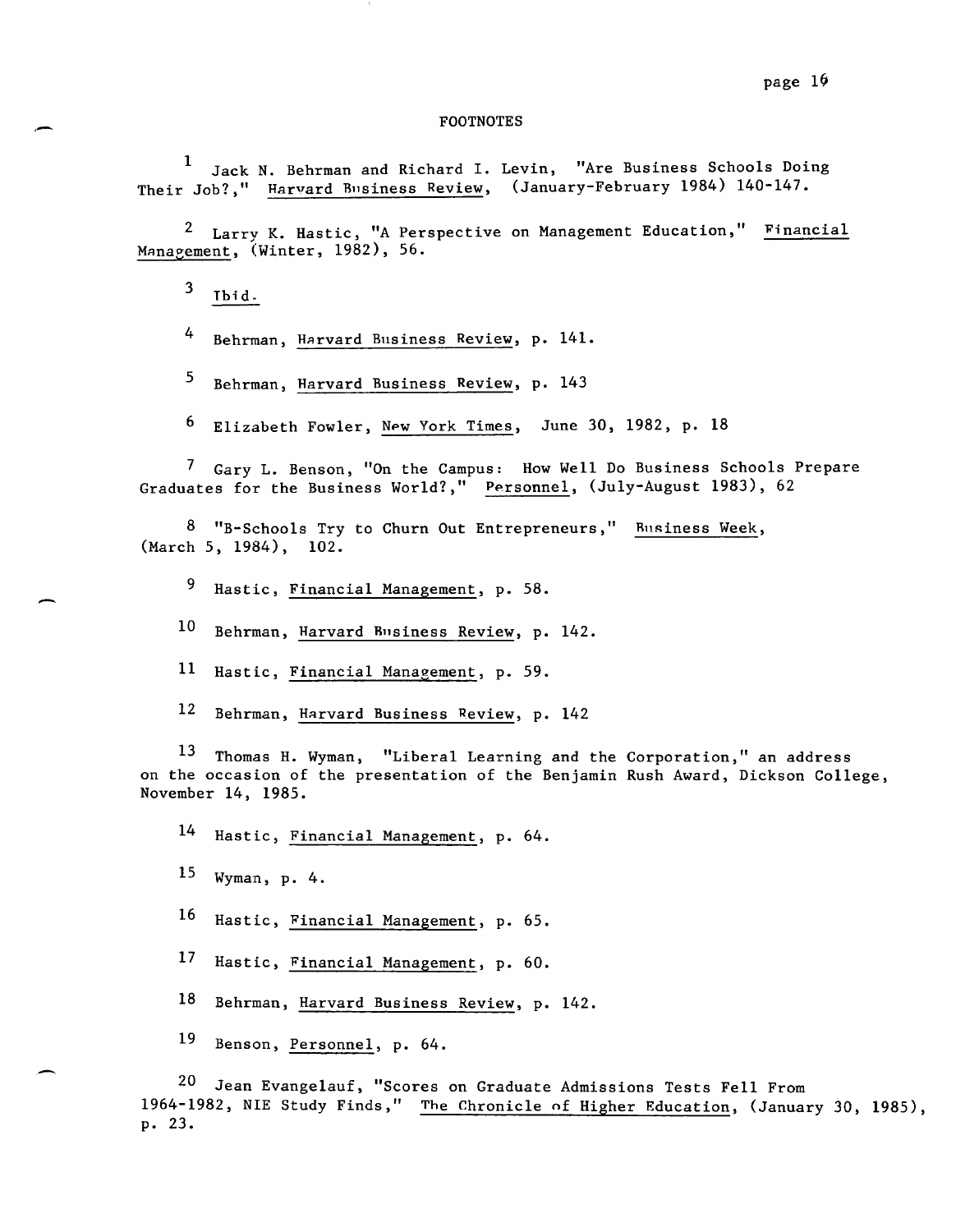# FOOTNOTES

[1] Jack N. Behrman and Richard I. Levin, "Are Business Schools Doing Their Job?," Harvard Business Review, (January-February 1984) 140-147.

[2] Larry K. Hastic, "A Perspective on Management Education," Financial Management, (Winter, 1982), 56.

[3] Ibid.

[4] Behrman, Harvard Business Review, p. 141.

[5] Behrman, Harvard Business Review, p. 143

[6] Elizabeth Fowler, New York Times, June 30, 1982, p. 18

[7] Gary L. Benson, "On the Campus: How Well Do Business Schools Prepare Graduates for the Business World?," Personnel, (July-August 1983), 62

[8] "B-Schools Try to Churn Out Entrepreneurs," Business Week, (March 5, 1984), 102.

[9] Hastic, Financial Management, p. 58.

[10] Behrman, Harvard Business Review, p. 142.

[11] Hastic, Financial Management, p. 59.

[12] Behrman, Harvard Business Review, p. 142

[13] Thomas H. Wyman, "Liberal Learning and the Corporation," an address on the occasion of the presentation of the Benjamin Rush Award, Dickson College, November 14, 1985.

[14] Hastic, Financial Management, p. 64.

[15] Wyman, p. 4.

[16] Hastic, Financial Management, p. 65.

[17] Hastic, Financial Management, p. 60.

[18] Behrman, Harvard Business Review, p. 142.

[19] Benson, Personnel, p. 64.

[20] Jean Evangelauf, "Scores on Graduate Admissions Tests Fell From 1964-1982, NIE Study Finds," The Chronicle of Higher Education, (January 30, 1985), p. 23.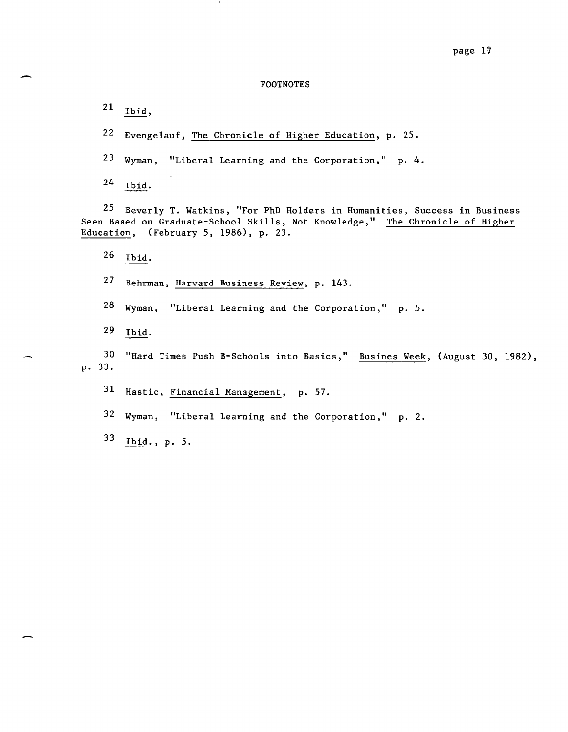# FOOTNOTES

21 *Ibid*,

22 Evengelauf, *The Chronicle of Higher Education*, p. 25.

23 Wyman, "Liberal Learning and the Corporation," p. 4.

24 *Ibid*.

25 Beverly T. Watkins, "For PhD Holders in Humanities, Success in Business Seen Based on Graduate-School Skills, Not Knowledge," *The Chronicle of Higher Education*, (February 5, 1986), p. 23.

26 *Ibid*.

27 Behrman, *Harvard Business Review*, p. 143.

28 Wyman, "Liberal Learning and the Corporation," p. 5.

29 *Ibid*.

30 "Hard Times Push B-Schools into Basics," *Busines Week*, (August 30, 1982), p. 33.

31 Hastic, *Financial Management*, p. 57.

32 Wyman, "Liberal Learning and the Corporation," p. 2.

33 *Ibid*., p. 5.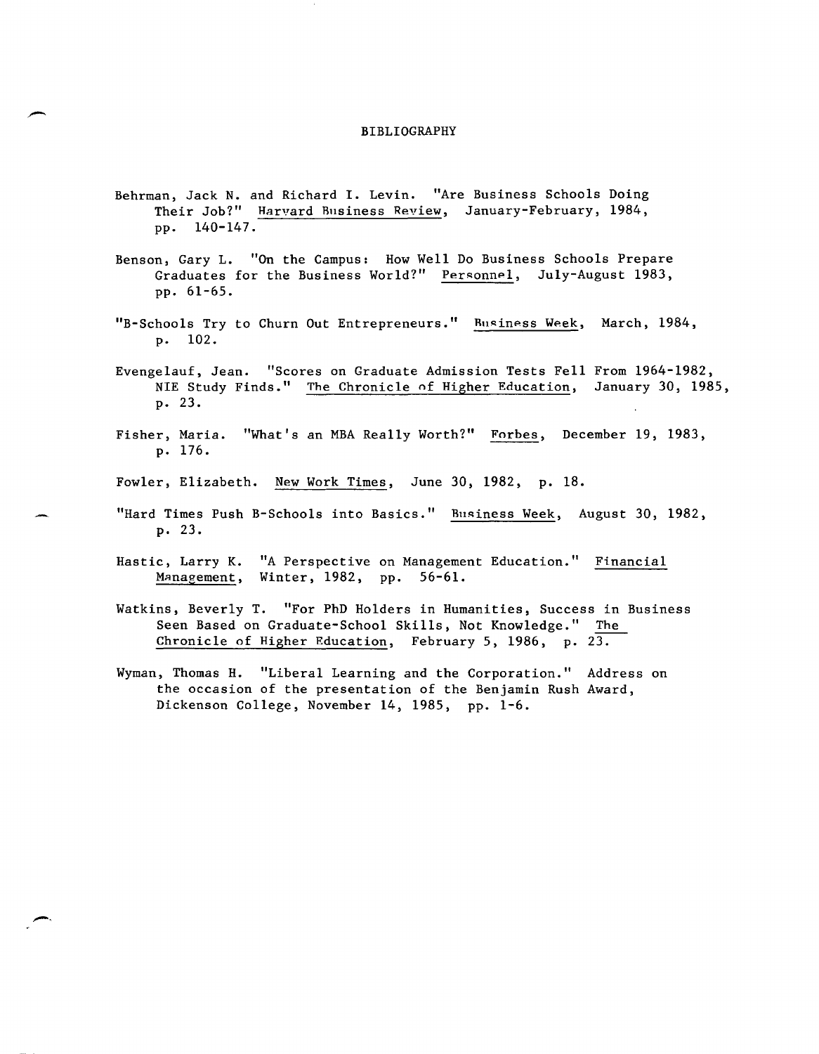# BIBLIOGRAPHY

Behrman, Jack N. and Richard I. Levin. "Are Business Schools Doing Their Job?" Harvard Business Review, January-February, 1984, pp. 140-147.

Benson, Gary L. "On the Campus: How Well Do Business Schools Prepare Graduates for the Business World?" Personnel, July-August 1983, pp. 61-65.

"B-Schools Try to Churn Out Entrepreneurs." Business Week, March, 1984, p. 102.

Evengelauf, Jean. "Scores on Graduate Admission Tests Fell From 1964-1982, NIE Study Finds." The Chronicle of Higher Education, January 30, 1985, p. 23.

Fisher, Maria. "What's an MBA Really Worth?" Forbes, December 19, 1983, p. 176.

Fowler, Elizabeth. New Work Times, June 30, 1982, p. 18.

"Hard Times Push B-Schools into Basics." Business Week, August 30, 1982, p. 23.

Hastic, Larry K. "A Perspective on Management Education." Financial Management, Winter, 1982, pp. 56-61.

Watkins, Beverly T. "For PhD Holders in Humanities, Success in Business Seen Based on Graduate-School Skills, Not Knowledge." The Chronicle of Higher Education, February 5, 1986, p. 23.

Wyman, Thomas H. "Liberal Learning and the Corporation." Address on the occasion of the presentation of the Benjamin Rush Award, Dickenson College, November 14, 1985, pp. 1-6.